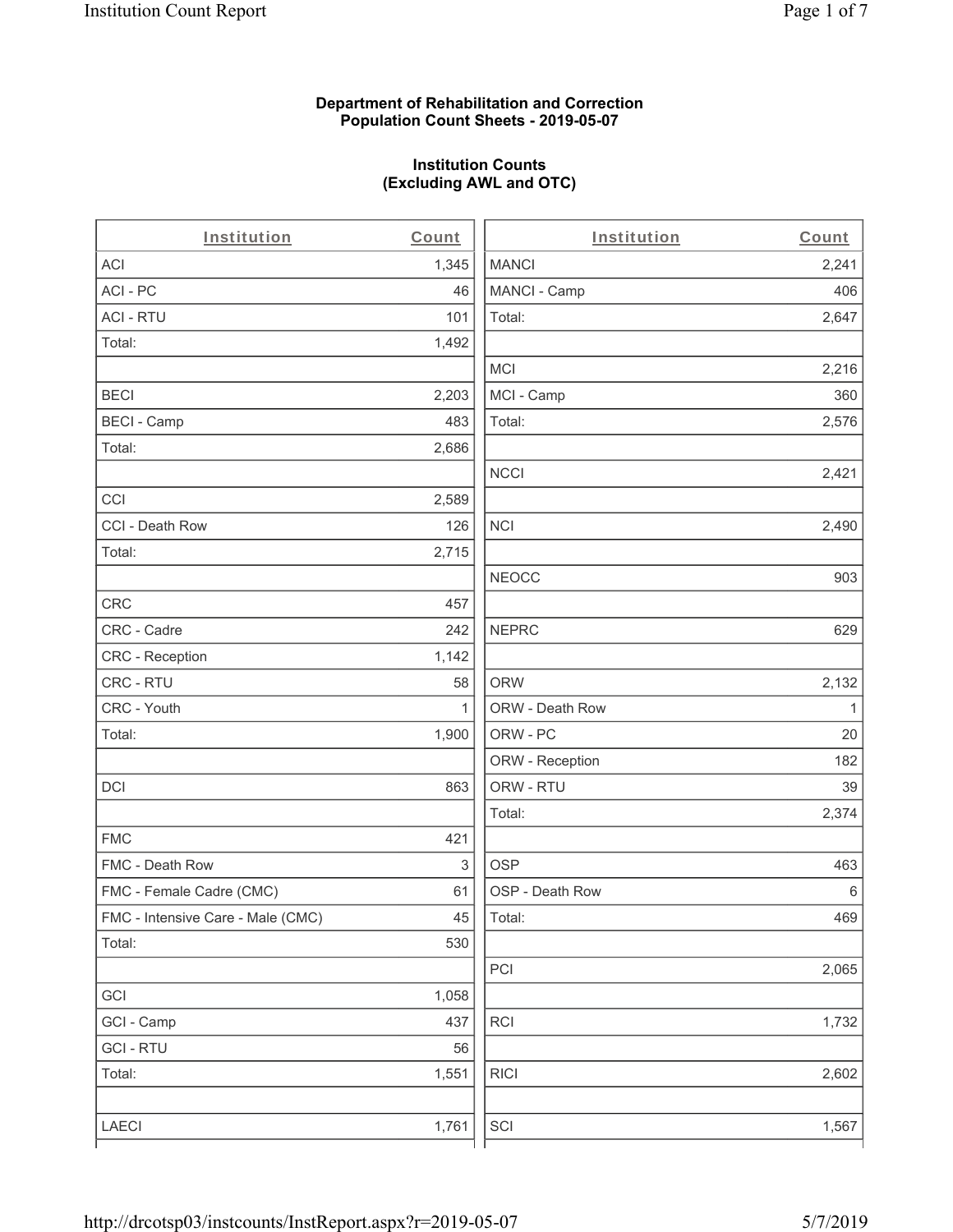**Department of Rehabilitation and Correction**
**Population Count Sheets - 2019-05-07**

**Institution Counts**
**(Excluding AWL and OTC)**

| Institution | Count |
|---|---|
| ACI | 1,345 |
| ACI - PC | 46 |
| ACI - RTU | 101 |
| Total: | 1,492 |
| | |
| BECI | 2,203 |
| BECI - Camp | 483 |
| Total: | 2,686 |
| | |
| CCI | 2,589 |
| CCI - Death Row | 126 |
| Total: | 2,715 |
| | |
| CRC | 457 |
| CRC - Cadre | 242 |
| CRC - Reception | 1,142 |
| CRC - RTU | 58 |
| CRC - Youth | 1 |
| Total: | 1,900 |
| | |
| DCI | 863 |
| | |
| FMC | 421 |
| FMC - Death Row | 3 |
| FMC - Female Cadre (CMC) | 61 |
| FMC - Intensive Care - Male (CMC) | 45 |
| Total: | 530 |
| | |
| GCI | 1,058 |
| GCI - Camp | 437 |
| GCI - RTU | 56 |
| Total: | 1,551 |
| | |
| LAECI | 1,761 |

| Institution | Count |
|---|---|
| MANCI | 2,241 |
| MANCI - Camp | 406 |
| Total: | 2,647 |
| | |
| MCI | 2,216 |
| MCI - Camp | 360 |
| Total: | 2,576 |
| | |
| NCCI | 2,421 |
| | |
| NCI | 2,490 |
| | |
| NEOCC | 903 |
| | |
| NEPRC | 629 |
| | |
| ORW | 2,132 |
| ORW - Death Row | 1 |
| ORW - PC | 20 |
| ORW - Reception | 182 |
| ORW - RTU | 39 |
| Total: | 2,374 |
| | |
| OSP | 463 |
| OSP - Death Row | 6 |
| Total: | 469 |
| | |
| PCI | 2,065 |
| | |
| RCI | 1,732 |
| | |
| RICI | 2,602 |
| | |
| SCI | 1,567 |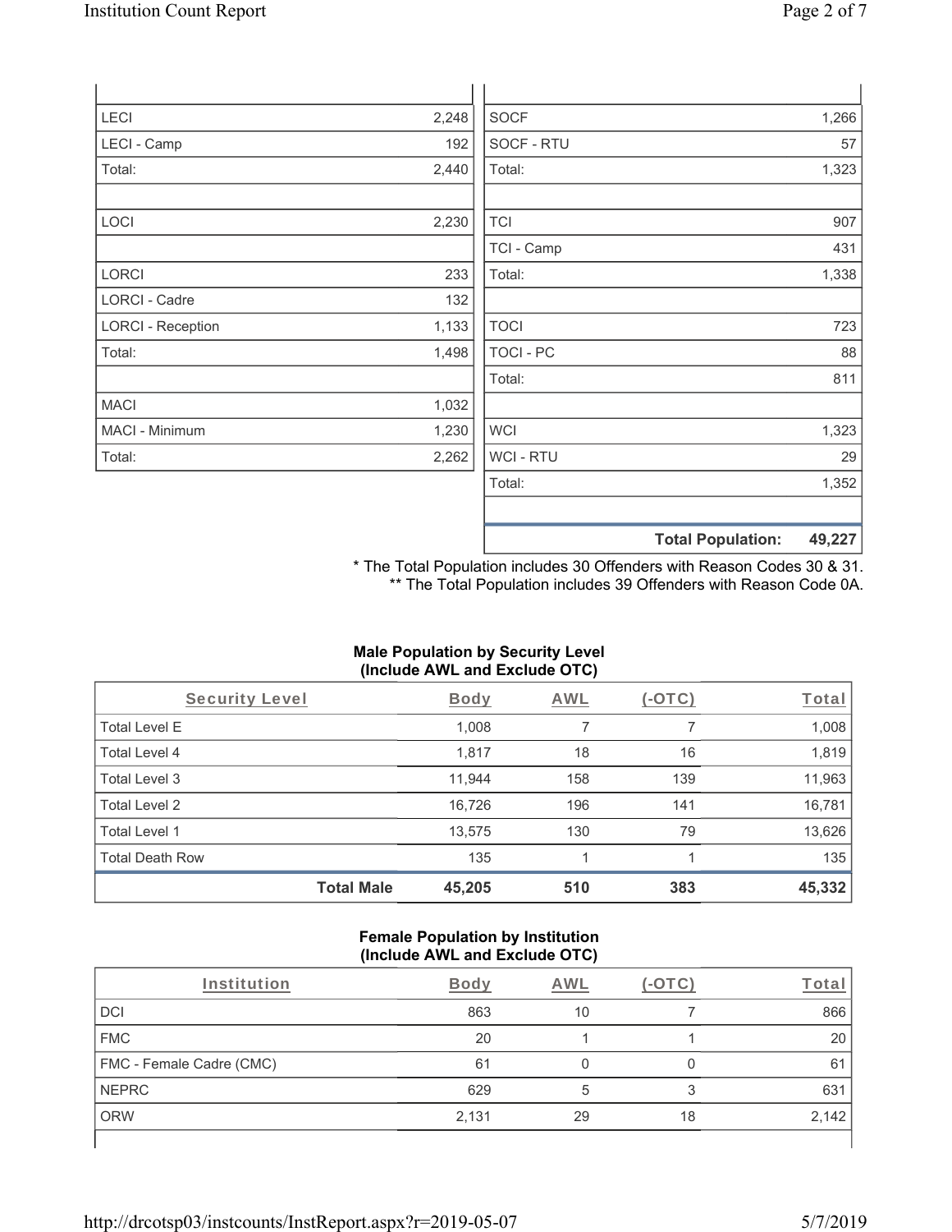| | |
|---|---|
| LECI | 2,248 |
| LECI - Camp | 192 |
| Total: | 2,440 |
| | |
| LOCI | 2,230 |
| | |
| LORCI | 233 |
| LORCI - Cadre | 132 |
| LORCI - Reception | 1,133 |
| Total: | 1,498 |
| | |
| MACI | 1,032 |
| MACI - Minimum | 1,230 |
| Total: | 2,262 |

| | |
|---|---|
| SOCF | 1,266 |
| SOCF - RTU | 57 |
| Total: | 1,323 |
| | |
| TCI | 907 |
| TCI - Camp | 431 |
| Total: | 1,338 |
| | |
| TOCI | 723 |
| TOCI - PC | 88 |
| Total: | 811 |
| | |
| WCI | 1,323 |
| WCI - RTU | 29 |
| Total: | 1,352 |
| | |
| **Total Population:** | **49,227** |

\* The Total Population includes 30 Offenders with Reason Codes 30 & 31.
\*\* The Total Population includes 39 Offenders with Reason Code 0A.

**Male Population by Security Level (Include AWL and Exclude OTC)**

| Security Level | Body | AWL | (-OTC) | Total |
|---|---|---|---|---|
| Total Level E | 1,008 | 7 | 7 | 1,008 |
| Total Level 4 | 1,817 | 18 | 16 | 1,819 |
| Total Level 3 | 11,944 | 158 | 139 | 11,963 |
| Total Level 2 | 16,726 | 196 | 141 | 16,781 |
| Total Level 1 | 13,575 | 130 | 79 | 13,626 |
| Total Death Row | 135 | 1 | 1 | 135 |
| **Total Male** | **45,205** | **510** | **383** | **45,332** |

**Female Population by Institution (Include AWL and Exclude OTC)**

| Institution | Body | AWL | (-OTC) | Total |
|---|---|---|---|---|
| DCI | 863 | 10 | 7 | 866 |
| FMC | 20 | 1 | 1 | 20 |
| FMC - Female Cadre (CMC) | 61 | 0 | 0 | 61 |
| NEPRC | 629 | 5 | 3 | 631 |
| ORW | 2,131 | 29 | 18 | 2,142 |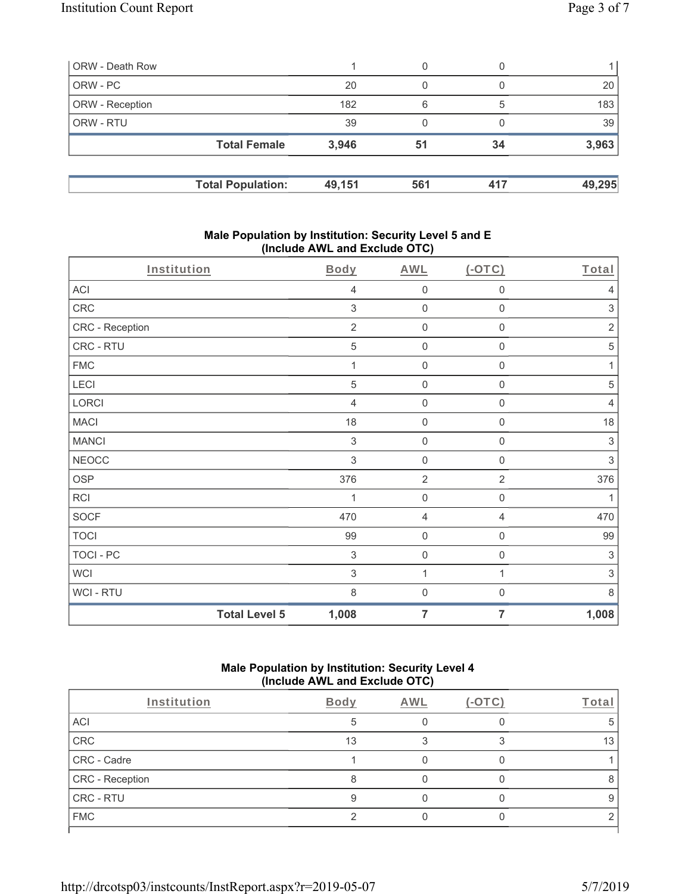| | | | | |
|---|---|---|---|---|
| ORW - Death Row | 1 | 0 | 0 | 1 |
| ORW - PC | 20 | 0 | 0 | 20 |
| ORW - Reception | 182 | 6 | 5 | 183 |
| ORW - RTU | 39 | 0 | 0 | 39 |
| **Total Female** | **3,946** | **51** | **34** | **3,963** |

| | | | | |
|---|---|---|---|---|
| **Total Population:** | **49,151** | **561** | **417** | **49,295** |

## Male Population by Institution: Security Level 5 and E (Include AWL and Exclude OTC)

| Institution | Body | AWL | (-OTC) | Total |
|---|---|---|---|---|
| ACI | 4 | 0 | 0 | 4 |
| CRC | 3 | 0 | 0 | 3 |
| CRC - Reception | 2 | 0 | 0 | 2 |
| CRC - RTU | 5 | 0 | 0 | 5 |
| FMC | 1 | 0 | 0 | 1 |
| LECI | 5 | 0 | 0 | 5 |
| LORCI | 4 | 0 | 0 | 4 |
| MACI | 18 | 0 | 0 | 18 |
| MANCI | 3 | 0 | 0 | 3 |
| NEOCC | 3 | 0 | 0 | 3 |
| OSP | 376 | 2 | 2 | 376 |
| RCI | 1 | 0 | 0 | 1 |
| SOCF | 470 | 4 | 4 | 470 |
| TOCI | 99 | 0 | 0 | 99 |
| TOCI - PC | 3 | 0 | 0 | 3 |
| WCI | 3 | 1 | 1 | 3 |
| WCI - RTU | 8 | 0 | 0 | 8 |
| **Total Level 5** | **1,008** | **7** | **7** | **1,008** |

## Male Population by Institution: Security Level 4 (Include AWL and Exclude OTC)

| Institution | Body | AWL | (-OTC) | Total |
|---|---|---|---|---|
| ACI | 5 | 0 | 0 | 5 |
| CRC | 13 | 3 | 3 | 13 |
| CRC - Cadre | 1 | 0 | 0 | 1 |
| CRC - Reception | 8 | 0 | 0 | 8 |
| CRC - RTU | 9 | 0 | 0 | 9 |
| FMC | 2 | 0 | 0 | 2 |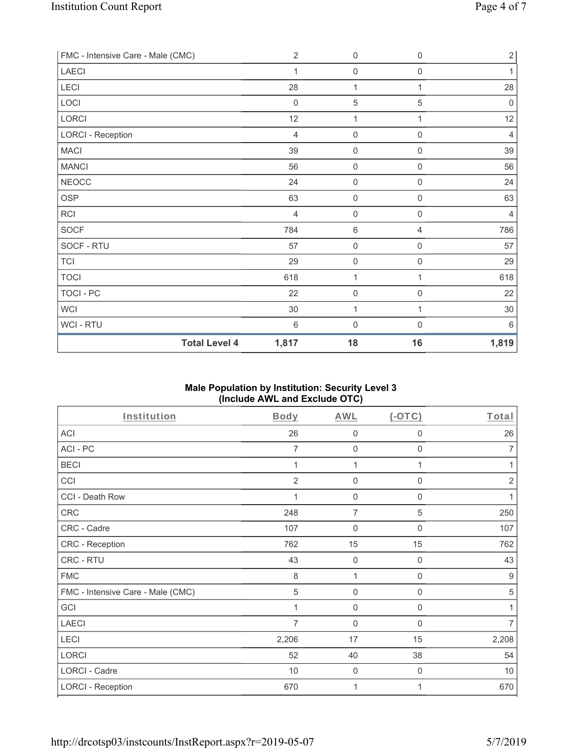| FMC - Intensive Care - Male (CMC) | 2 | 0 | 0 | 2 |
|---|---|---|---|---|
| LAECI | 1 | 0 | 0 | 1 |
| LECI | 28 | 1 | 1 | 28 |
| LOCI | 0 | 5 | 5 | 0 |
| LORCI | 12 | 1 | 1 | 12 |
| LORCI - Reception | 4 | 0 | 0 | 4 |
| MACI | 39 | 0 | 0 | 39 |
| MANCI | 56 | 0 | 0 | 56 |
| NEOCC | 24 | 0 | 0 | 24 |
| OSP | 63 | 0 | 0 | 63 |
| RCI | 4 | 0 | 0 | 4 |
| SOCF | 784 | 6 | 4 | 786 |
| SOCF - RTU | 57 | 0 | 0 | 57 |
| TCI | 29 | 0 | 0 | 29 |
| TOCI | 618 | 1 | 1 | 618 |
| TOCI - PC | 22 | 0 | 0 | 22 |
| WCI | 30 | 1 | 1 | 30 |
| WCI - RTU | 6 | 0 | 0 | 6 |
| **Total Level 4** | **1,817** | **18** | **16** | **1,819** |

## Male Population by Institution: Security Level 3 (Include AWL and Exclude OTC)

| Institution | Body | AWL | (-OTC) | Total |
|---|---|---|---|---|
| ACI | 26 | 0 | 0 | 26 |
| ACI - PC | 7 | 0 | 0 | 7 |
| BECI | 1 | 1 | 1 | 1 |
| CCI | 2 | 0 | 0 | 2 |
| CCI - Death Row | 1 | 0 | 0 | 1 |
| CRC | 248 | 7 | 5 | 250 |
| CRC - Cadre | 107 | 0 | 0 | 107 |
| CRC - Reception | 762 | 15 | 15 | 762 |
| CRC - RTU | 43 | 0 | 0 | 43 |
| FMC | 8 | 1 | 0 | 9 |
| FMC - Intensive Care - Male (CMC) | 5 | 0 | 0 | 5 |
| GCI | 1 | 0 | 0 | 1 |
| LAECI | 7 | 0 | 0 | 7 |
| LECI | 2,206 | 17 | 15 | 2,208 |
| LORCI | 52 | 40 | 38 | 54 |
| LORCI - Cadre | 10 | 0 | 0 | 10 |
| LORCI - Reception | 670 | 1 | 1 | 670 |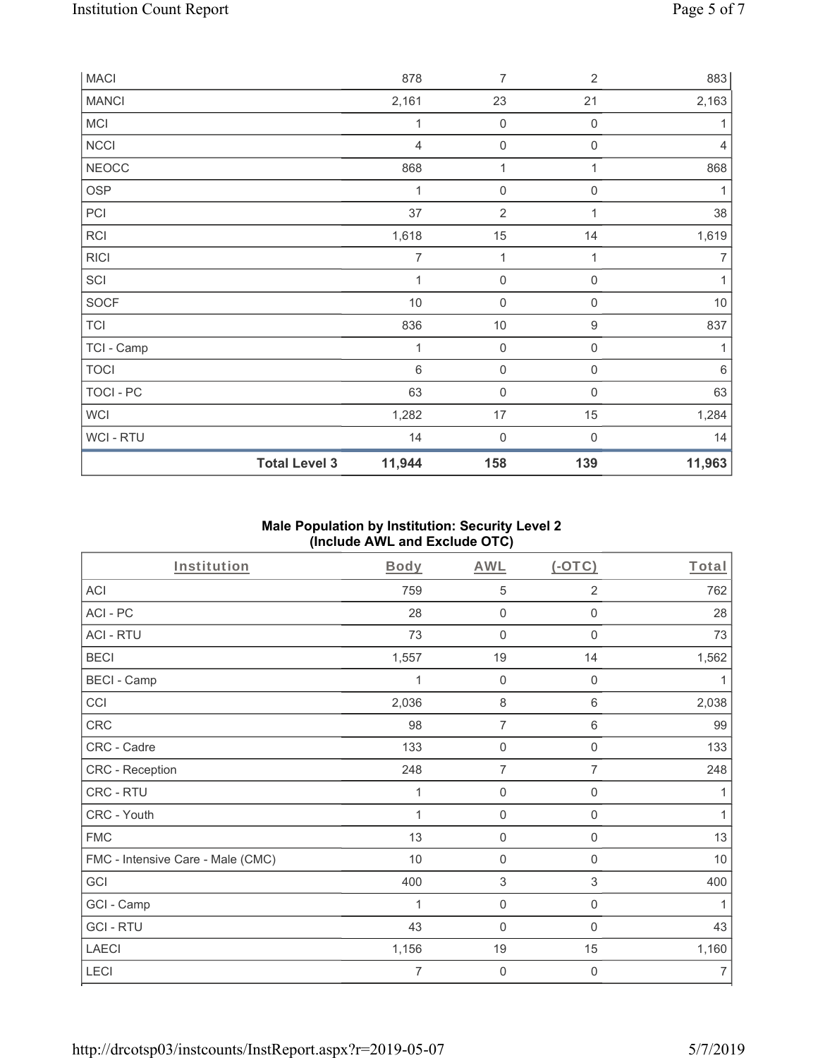| | | | | |
|---|---|---|---|---|
| MACI | | 878 | 7 | 2 | 883 |
| MANCI | | 2,161 | 23 | 21 | 2,163 |
| MCI | | 1 | 0 | 0 | 1 |
| NCCI | | 4 | 0 | 0 | 4 |
| NEOCC | | 868 | 1 | 1 | 868 |
| OSP | | 1 | 0 | 0 | 1 |
| PCI | | 37 | 2 | 1 | 38 |
| RCI | | 1,618 | 15 | 14 | 1,619 |
| RICI | | 7 | 1 | 1 | 7 |
| SCI | | 1 | 0 | 0 | 1 |
| SOCF | | 10 | 0 | 0 | 10 |
| TCI | | 836 | 10 | 9 | 837 |
| TCI - Camp | | 1 | 0 | 0 | 1 |
| TOCI | | 6 | 0 | 0 | 6 |
| TOCI - PC | | 63 | 0 | 0 | 63 |
| WCI | | 1,282 | 17 | 15 | 1,284 |
| WCI - RTU | | 14 | 0 | 0 | 14 |
| | **Total Level 3** | **11,944** | **158** | **139** | **11,963** |

**Male Population by Institution: Security Level 2 (Include AWL and Exclude OTC)**

| Institution | Body | AWL | (-OTC) | Total |
|---|---|---|---|---|
| ACI | 759 | 5 | 2 | 762 |
| ACI - PC | 28 | 0 | 0 | 28 |
| ACI - RTU | 73 | 0 | 0 | 73 |
| BECI | 1,557 | 19 | 14 | 1,562 |
| BECI - Camp | 1 | 0 | 0 | 1 |
| CCI | 2,036 | 8 | 6 | 2,038 |
| CRC | 98 | 7 | 6 | 99 |
| CRC - Cadre | 133 | 0 | 0 | 133 |
| CRC - Reception | 248 | 7 | 7 | 248 |
| CRC - RTU | 1 | 0 | 0 | 1 |
| CRC - Youth | 1 | 0 | 0 | 1 |
| FMC | 13 | 0 | 0 | 13 |
| FMC - Intensive Care - Male (CMC) | 10 | 0 | 0 | 10 |
| GCI | 400 | 3 | 3 | 400 |
| GCI - Camp | 1 | 0 | 0 | 1 |
| GCI - RTU | 43 | 0 | 0 | 43 |
| LAECI | 1,156 | 19 | 15 | 1,160 |
| LECI | 7 | 0 | 0 | 7 |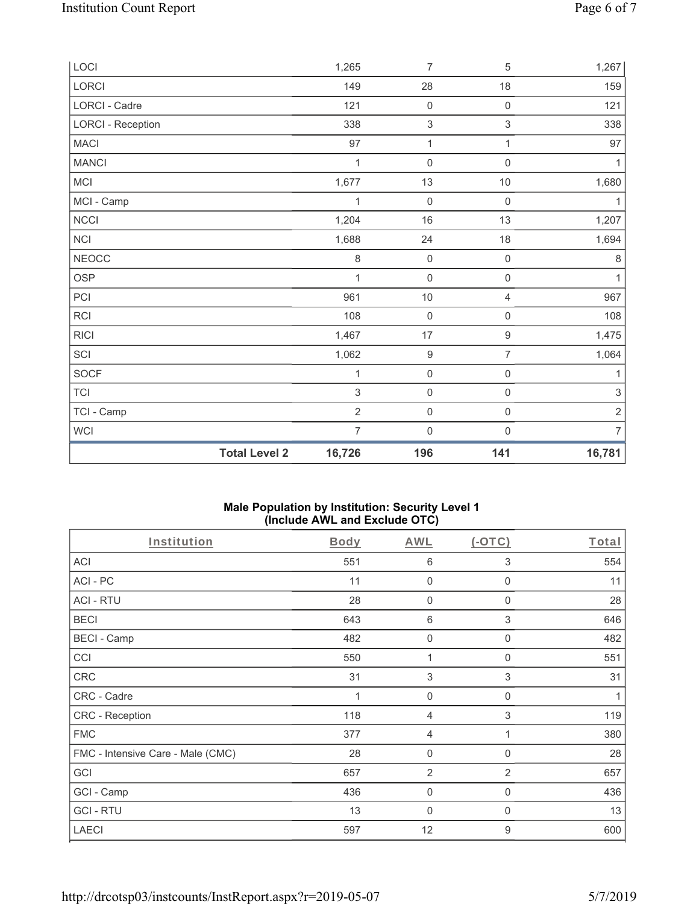| LOCI | | 1,265 | 7 | 5 | 1,267 |
|---|---|---|---|---|---|
| LORCI | | 149 | 28 | 18 | 159 |
| LORCI - Cadre | | 121 | 0 | 0 | 121 |
| LORCI - Reception | | 338 | 3 | 3 | 338 |
| MACI | | 97 | 1 | 1 | 97 |
| MANCI | | 1 | 0 | 0 | 1 |
| MCI | | 1,677 | 13 | 10 | 1,680 |
| MCI - Camp | | 1 | 0 | 0 | 1 |
| NCCI | | 1,204 | 16 | 13 | 1,207 |
| NCI | | 1,688 | 24 | 18 | 1,694 |
| NEOCC | | 8 | 0 | 0 | 8 |
| OSP | | 1 | 0 | 0 | 1 |
| PCI | | 961 | 10 | 4 | 967 |
| RCI | | 108 | 0 | 0 | 108 |
| RICI | | 1,467 | 17 | 9 | 1,475 |
| SCI | | 1,062 | 9 | 7 | 1,064 |
| SOCF | | 1 | 0 | 0 | 1 |
| TCI | | 3 | 0 | 0 | 3 |
| TCI - Camp | | 2 | 0 | 0 | 2 |
| WCI | | 7 | 0 | 0 | 7 |
| | **Total Level 2** | **16,726** | **196** | **141** | **16,781** |

**Male Population by Institution: Security Level 1**
**(Include AWL and Exclude OTC)**

| Institution | Body | AWL | (-OTC) | Total |
|---|---|---|---|---|
| ACI | 551 | 6 | 3 | 554 |
| ACI - PC | 11 | 0 | 0 | 11 |
| ACI - RTU | 28 | 0 | 0 | 28 |
| BECI | 643 | 6 | 3 | 646 |
| BECI - Camp | 482 | 0 | 0 | 482 |
| CCI | 550 | 1 | 0 | 551 |
| CRC | 31 | 3 | 3 | 31 |
| CRC - Cadre | 1 | 0 | 0 | 1 |
| CRC - Reception | 118 | 4 | 3 | 119 |
| FMC | 377 | 4 | 1 | 380 |
| FMC - Intensive Care - Male (CMC) | 28 | 0 | 0 | 28 |
| GCI | 657 | 2 | 2 | 657 |
| GCI - Camp | 436 | 0 | 0 | 436 |
| GCI - RTU | 13 | 0 | 0 | 13 |
| LAECI | 597 | 12 | 9 | 600 |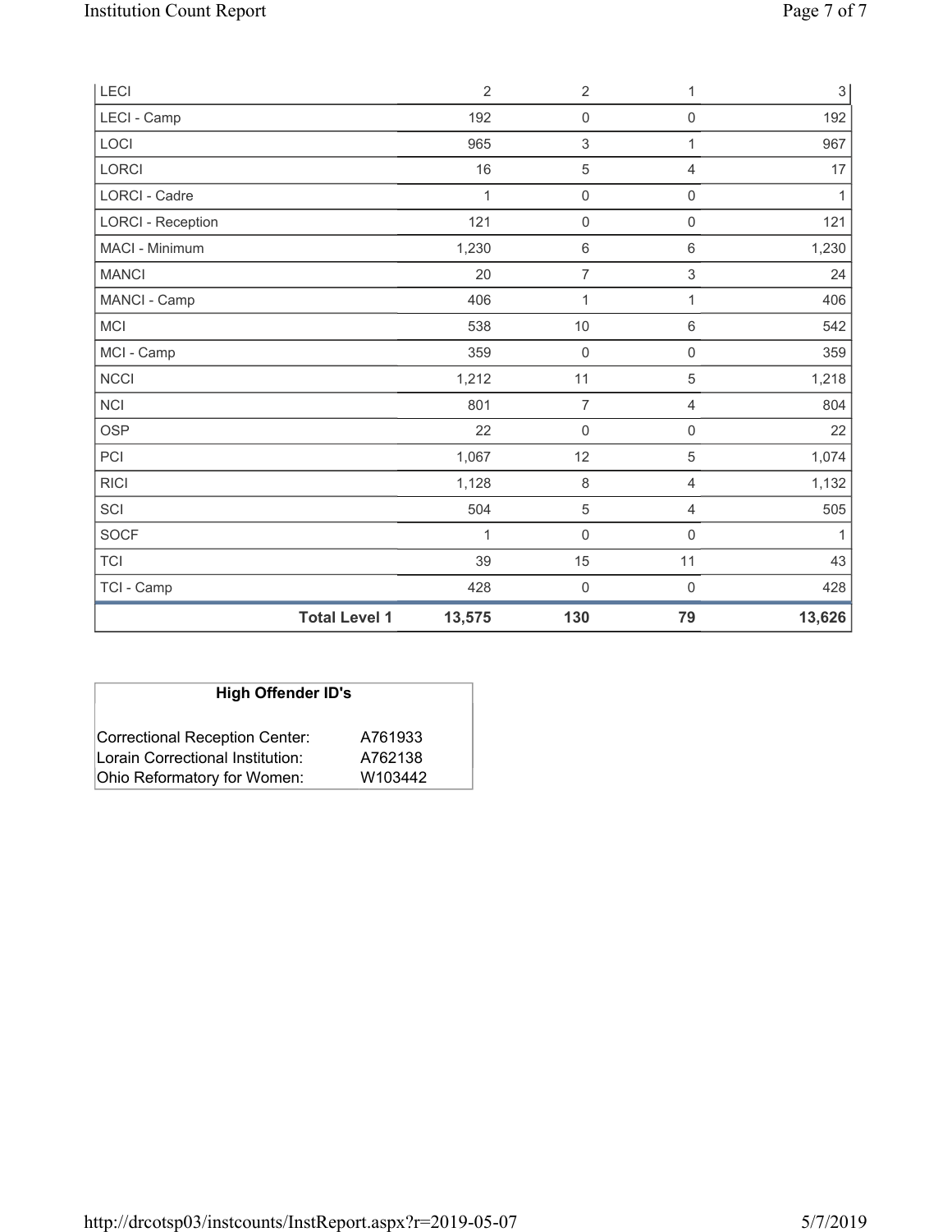| | | | | |
|---|---|---|---|---|
| LECI | 2 | 2 | 1 | 3 |
| LECI - Camp | 192 | 0 | 0 | 192 |
| LOCI | 965 | 3 | 1 | 967 |
| LORCI | 16 | 5 | 4 | 17 |
| LORCI - Cadre | 1 | 0 | 0 | 1 |
| LORCI - Reception | 121 | 0 | 0 | 121 |
| MACI - Minimum | 1,230 | 6 | 6 | 1,230 |
| MANCI | 20 | 7 | 3 | 24 |
| MANCI - Camp | 406 | 1 | 1 | 406 |
| MCI | 538 | 10 | 6 | 542 |
| MCI - Camp | 359 | 0 | 0 | 359 |
| NCCI | 1,212 | 11 | 5 | 1,218 |
| NCI | 801 | 7 | 4 | 804 |
| OSP | 22 | 0 | 0 | 22 |
| PCI | 1,067 | 12 | 5 | 1,074 |
| RICI | 1,128 | 8 | 4 | 1,132 |
| SCI | 504 | 5 | 4 | 505 |
| SOCF | 1 | 0 | 0 | 1 |
| TCI | 39 | 15 | 11 | 43 |
| TCI - Camp | 428 | 0 | 0 | 428 |
| **Total Level 1** | **13,575** | **130** | **79** | **13,626** |

| **High Offender ID's** | |
|---|---|
| Correctional Reception Center: | A761933 |
| Lorain Correctional Institution: | A762138 |
| Ohio Reformatory for Women: | W103442 |